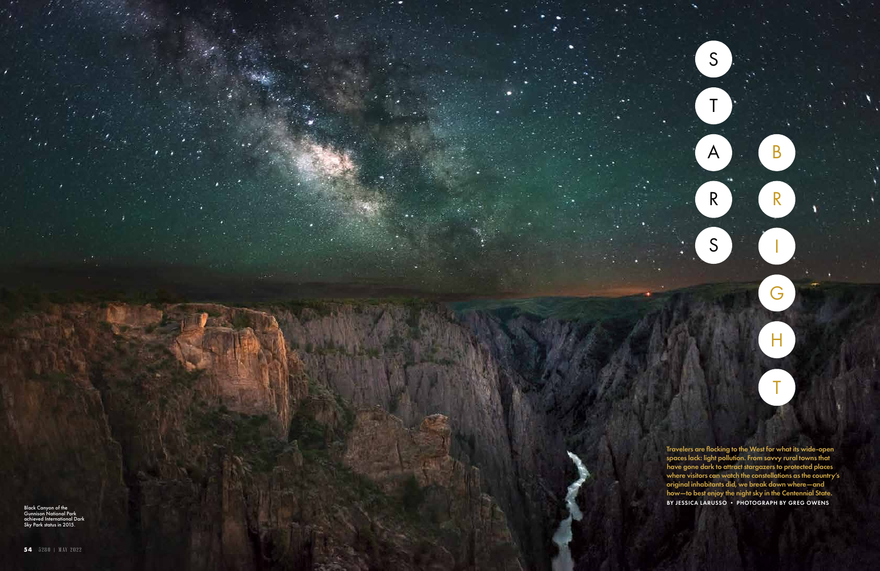# STARS BRIGHT

Travelers are flocking to the West for what its wide-open spaces lack: light pollution. From savvy rural towns that have gone dark to attract stargazers to protected places where visitors can watch the constellations as the country's original inhabitants did, we break down where—and how—to best enjoy the night sky in the Centennial State.

BY JESSICA LARUSSO • PHOTOGRAPH BY GREG OWENS

Black Canyon of the Gunnison National Park achieved International Dark Sky Park status in 2015.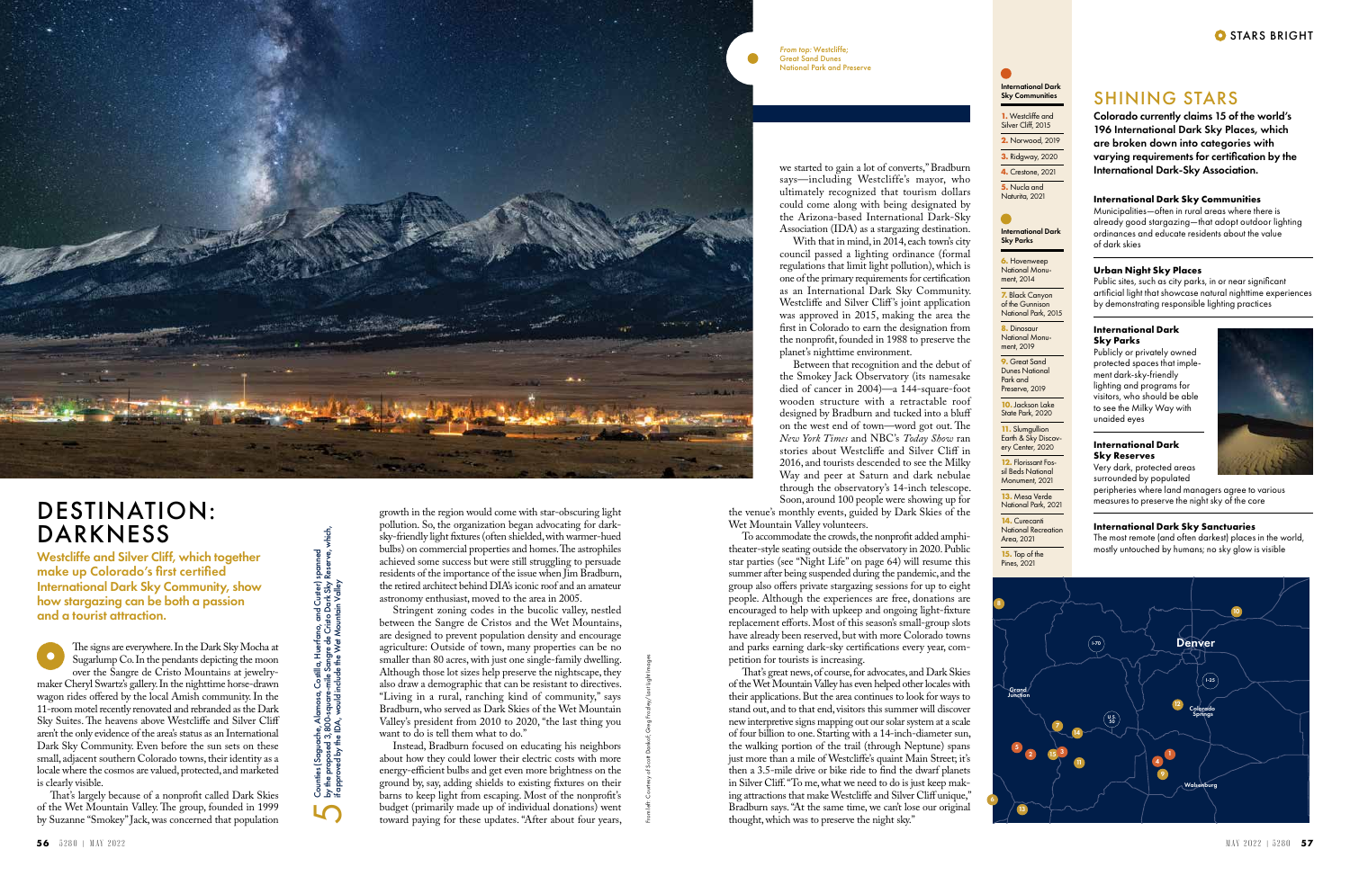# DESTINATION: DARKNESS

**Westcliffe and Silver Cliff, which together make up Colorado's first certified International Dark Sky Community, show how stargazing can be both a passion and a tourist attraction.**

The signs are everywhere. In the Dark Sky Mocha at Sugarlump Co. In the pendants depicting the moon over the Sangre de Cristo Mountains at jewelry-maker Cheryl Swartz's gallery. In the nighttime horse-drawn wagon rides offered by the local Amish community. In the 11-room motel recently renovated and rebranded as the Dark Sky Suites. The heavens above Westcliffe and Silver Cliff aren't the only evidence of the area's status as an International Dark Sky Community. Even before the sun sets on these small, adjacent southern Colorado towns, their identity as a locale where the cosmos are valued, protected, and marketed is clearly visible.

That's largely because of a nonprofit called Dark Skies of the Wet Mountain Valley. The group, founded in 1999 by Suzanne "Smokey" Jack, was concerned that population growth in the region would come with star-obscuring light pollution. So, the organization began advocating for dark-sky-friendly light fixtures (often shielded, with warmer-hued bulbs) on commercial properties and homes. The astrophiles achieved some success but were still struggling to persuade residents of the importance of the issue when Jim Bradburn, the retired architect behind DIA's iconic roof and an amateur astronomy enthusiast, moved to the area in 2005.

Stringent zoning codes in the bucolic valley, nestled between the Sangre de Cristos and the Wet Mountains, are designed to prevent population density and encourage agriculture: Outside of town, many properties can be no smaller than 80 acres, with just one single-family dwelling. Although those lot sizes help preserve the nightscape, they also draw a demographic that can be resistant to directives. "Living in a rural, ranching kind of community," says Bradburn, who served as Dark Skies of the Wet Mountain Valley's president from 2010 to 2020, "the last thing you want to do is tell them what to do."

Instead, Bradburn focused on educating his neighbors about how they could lower their electric costs with more energy-efficient bulbs and get even more brightness on the ground by, say, adding shields to existing fixtures on their barns to keep light from escaping. Most of the nonprofit's budget (primarily made up of individual donations) went toward paying for these updates. "After about four years, we started to gain a lot of converts," Bradburn says—including Westcliffe's mayor, who ultimately recognized that tourism dollars could come along with being designated by the Arizona-based International Dark-Sky Association (IDA) as a stargazing destination.

With that in mind, in 2014, each town's city council passed a lighting ordinance (formal regulations that limit light pollution), which is one of the primary requirements for certification as an International Dark Sky Community. Westcliffe and Silver Cliff's joint application was approved in 2015, making the area the first in Colorado to earn the designation from the nonprofit, founded in 1988 to preserve the planet's nighttime environment.

Between that recognition and the debut of the Smokey Jack Observatory (its namesake died of cancer in 2004)—a 144-square-foot wooden structure with a retractable roof designed by Bradburn and tucked into a bluff on the west end of town—word got out. The *New York Times* and NBC's *Today Show* ran stories about Westcliffe and Silver Cliff in 2016, and tourists descended to see the Milky Way and peer at Saturn and dark nebulae through the observatory's 14-inch telescope. Soon, around 100 people were showing up for the venue's monthly events, guided by Dark Skies of the Wet Mountain Valley volunteers.

To accommodate the crowds, the nonprofit added amphitheater-style seating outside the observatory in 2020. Public star parties (see "Night Life" on page 64) will resume this summer after being suspended during the pandemic, and the group also offers private stargazing sessions for up to eight people. Although the experiences are free, donations are encouraged to help with upkeep and ongoing light-fixture replacement efforts. Most of this season's small-group slots have already been reserved, but with more Colorado towns and parks earning dark-sky certifications every year, competition for tourists is increasing.

That's great news, of course, for advocates, and Dark Skies of the Wet Mountain Valley has even helped other locales with their applications. But the area continues to look for ways to stand out, and to that end, visitors this summer will discover new interpretive signs mapping out our solar system at a scale of four billion to one. Starting with a 14-inch-diameter sun, the walking portion of the trail (through Neptune) spans just more than a mile of Westcliffe's quaint Main Street; it's then a 3.5-mile drive or bike ride to find the dwarf planets in Silver Cliff. "To me, what we need to do is just keep making attractions that make Westcliffe and Silver Cliff unique," Bradburn says. "At the same time, we can't lose our original thought, which was to preserve the night sky."

**5** Counties (Saguache, Alamosa, Costilla, Huerfano, and Custer) spanned by the proposed 3,800-square-mile Sangre de Cristo Dark Sky Reserve, which, if approved by the IDA, would include the Wet Mountain Valley

From left: Courtesy of Scott Dankof; Greg Fradley/Fastlight Images

From top: Westcliffe; Great Sand Dunes National Park and Preserve

## SHINING STARS

**Colorado currently claims 15 of the world's 196 International Dark Sky Places, which are broken down into categories with varying requirements for certification by the International Dark-Sky Association.**

**International Dark Sky Communities**
Municipalities—often in rural areas where there is already good stargazing—that adopt outdoor lighting ordinances and educate residents about the value of dark skies

**Urban Night Sky Places**
Public sites, such as city parks, in or near significant artificial light that showcase natural nighttime experiences by demonstrating responsible lighting practices

**International Dark Sky Parks**
Publicly or privately owned protected spaces that implement dark-sky-friendly lighting and programs for visitors, who should be able to see the Milky Way with unaided eyes

**International Dark Sky Reserves**
Very dark, protected areas surrounded by populated peripheries where land managers agree to various measures to preserve the night sky of the core

**International Dark Sky Sanctuaries**
The most remote (and often darkest) places in the world, mostly untouched by humans; no sky glow is visible

**International Dark Sky Communities**

1. Westcliffe and Silver Cliff, 2015
2. Norwood, 2019
3. Ridgway, 2020
4. Crestone, 2021
5. Nucla and Naturita, 2021

**International Dark Sky Parks**

6. Hovenweep National Monument, 2014
7. Black Canyon of the Gunnison National Park, 2015
8. Dinosaur National Monument, 2019
9. Great Sand Dunes National Park and Preserve, 2019
10. Jackson Lake State Park, 2020
11. Slumgullion Earth & Sky Discovery Center, 2020
12. Florissant Fossil Beds National Monument, 2021
13. Mesa Verde National Park, 2021
14. Curecanti National Recreation Area, 2021
15. Top of the Pines, 2021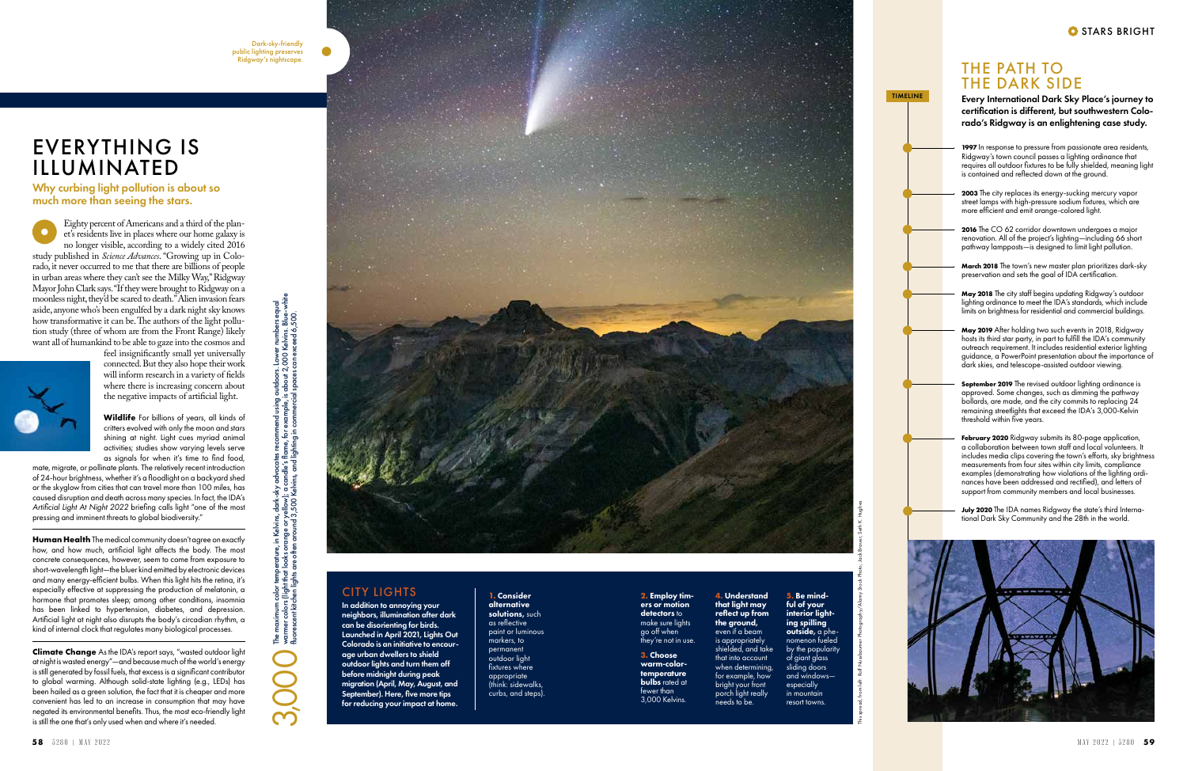Dark-sky-friendly public lighting preserves Ridgway's nightscape.

# EVERYTHING IS ILLUMINATED

## Why curbing light pollution is about so much more than seeing the stars.

Eighty percent of Americans and a third of the planet's residents live in places where our home galaxy is no longer visible, according to a widely cited 2016 study published in *Science Advances*. "Growing up in Colorado, it never occurred to me that there are billions of people in urban areas where they can't see the Milky Way," Ridgway Mayor John Clark says. "If they were brought to Ridgway on a moonless night, they'd be scared to death." Alien invasion fears aside, anyone who's been engulfed by a dark night sky knows how transformative it can be. The authors of the light pollution study (three of whom are from the Front Range) likely want all of humankind to be able to gaze into the cosmos and feel insignificantly small yet universally connected. But they also hope their work will inform research in a variety of fields where there is increasing concern about the negative impacts of artificial light.

**Wildlife** For billions of years, all kinds of critters evolved with only the moon and stars shining at night. Light cues myriad animal activities; studies show varying levels serve as signals for when it's time to find food, mate, migrate, or pollinate plants. The relatively recent introduction of 24-hour brightness, whether it's a floodlight on a backyard shed or the skyglow from cities that can travel more than 100 miles, has caused disruption and death across many species. In fact, the IDA's *Artificial Light At Night 2022* briefing calls light "one of the most pressing and imminent threats to global biodiversity."

**Human Health** The medical community doesn't agree on exactly how, and how much, artificial light affects the body. The most concrete consequences, however, seem to come from exposure to short-wavelength light—the bluer kind emitted by electronic devices and many energy-efficient bulbs. When this light hits the retina, it's especially effective at suppressing the production of melatonin, a hormone that promotes sleep; among other conditions, insomnia has been linked to hypertension, diabetes, and depression. Artificial light at night also disrupts the body's circadian rhythm, a kind of internal clock that regulates many biological processes.

**Climate Change** As the IDA's report says, "wasted outdoor light at night is wasted energy"—and because much of the world's energy is still generated by fossil fuels, that excess is a significant contributor to global warming. Although solid-state lighting (e.g., LEDs) has been hailed as a green solution, the fact that it is cheaper and more convenient has led to an increase in consumption that may have negated its environmental benefits. Thus, the most eco-friendly light is still the one that's only used when and where it's needed.

**3,000** The maximum color temperature, in Kelvins, dark-sky advocates recommend using outdoors. Lower numbers equal warmer colors (light that looks orange or yellow); a candle's flame, for example, is about 2,000 Kelvins. Blue-white fluorescent kitchen lights are often around 3,500 Kelvins, and lighting in commercial spaces can exceed 6,500.

## CITY LIGHTS

**In addition to annoying your neighbors, illumination after dark can be disorienting for birds. Launched in April 2021, Lights Out Colorado is an initiative to encourage urban dwellers to shield outdoor lights and turn them off before midnight during peak migration (April, May, August, and September). Here, five more tips for reducing your impact at home.**

1. **Consider alternative solutions,** such as reflective paint or luminous markers, to permanent outdoor light fixtures where appropriate (think: sidewalks, curbs, and steps).
2. **Employ timers or motion detectors** to make sure lights go off when they're not in use.
3. **Choose warm-color-temperature bulbs** rated at fewer than 3,000 Kelvins.
4. **Understand that light may reflect up from the ground,** even if a beam is appropriately shielded, and take that into account when determining, for example, how bright your front porch light really needs to be.
5. **Be mindful of your interior lighting spilling outside,** a phenomenon fueled by the popularity of giant glass sliding doors and windows—especially in mountain resort towns.

This spread, from left: Rolf Nussbaumer Photography/Alamy Stock Photo; Jack Brauer; Seth K. Hughes

## THE PATH TO THE DARK SIDE

TIMELINE

**Every International Dark Sky Place's journey to certification is different, but southwestern Colorado's Ridgway is an enlightening case study.**

**1997** In response to pressure from passionate area residents, Ridgway's town council passes a lighting ordinance that requires all outdoor fixtures to be fully shielded, meaning light is contained and reflected down at the ground.

**2003** The city replaces its energy-sucking mercury vapor street lamps with high-pressure sodium fixtures, which are more efficient and emit orange-colored light.

**2016** The CO 62 corridor downtown undergoes a major renovation. All of the project's lighting—including 66 short pathway lampposts—is designed to limit light pollution.

**March 2018** The town's new master plan prioritizes dark-sky preservation and sets the goal of IDA certification.

**May 2018** The city staff begins updating Ridgway's outdoor lighting ordinance to meet the IDA's standards, which include limits on brightness for residential and commercial buildings.

**May 2019** After holding two such events in 2018, Ridgway hosts its third star party, in part to fulfill the IDA's community outreach requirement. It includes residential exterior lighting guidance, a PowerPoint presentation about the importance of dark skies, and telescope-assisted outdoor viewing.

**September 2019** The revised outdoor lighting ordinance is approved. Some changes, such as dimming the pathway bollards, are made, and the city commits to replacing 24 remaining streetlights that exceed the IDA's 3,000-Kelvin threshold within five years.

**February 2020** Ridgway submits its 80-page application, a collaboration between town staff and local volunteers. It includes media clips covering the town's efforts, sky brightness measurements from four sites within city limits, compliance examples (demonstrating how violations of the lighting ordinances have been addressed and rectified), and letters of support from community members and local businesses.

**July 2020** The IDA names Ridgway the state's third International Dark Sky Community and the 28th in the world.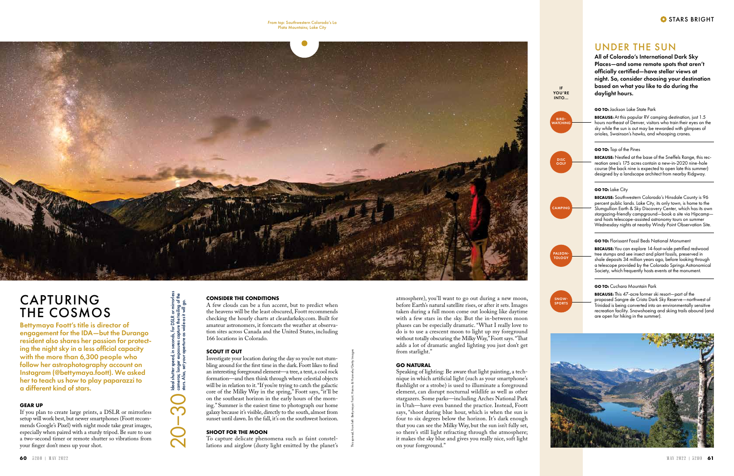From top: Southwestern Colorado's La Plata Mountains; Lake City

# CAPTURING THE COSMOS

**Bettymaya Foott's title is director of engagement for the IDA—but the Durango resident also shares her passion for protecting the night sky in a less official capacity with the more than 6,300 people who follow her astrophotography account on Instagram (@bettymaya.foott). We asked her to teach us how to play paparazzi to a different kind of stars.**

### GEAR UP

If you plan to create large prints, a DSLR or mirrorless setup will work best, but newer smartphones (Foott recommends Google's Pixel) with night mode take great images, especially when paired with a sturdy tripod. Be sure to use a two-second timer or remote shutter so vibrations from your finger don't mess up your shot.

**20–30** Ideal shutter speed, in seconds, for DSLR or mirrorless cameras; longer exposures capture the trailing of the stars. Also, set your aperture as wide as it will go.

### CONSIDER THE CONDITIONS

A few clouds can be a fun accent, but to predict when the heavens will be the least obscured, Foott recommends checking the hourly charts at cleardarksky.com. Built for amateur astronomers, it forecasts the weather at observation sites across Canada and the United States, including 166 locations in Colorado.

### SCOUT IT OUT

Investigate your location during the day so you're not stumbling around for the first time in the dark. Foott likes to find an interesting foreground element—a tree, a tent, a cool rock formation—and then think through where celestial objects will be in relation to it. "If you're trying to catch the galactic core of the Milky Way in the spring," Foott says, "it'll be on the southeast horizon in the early hours of the morning." Summer is the easiest time to photograph our home galaxy because it's visible, directly to the south, almost from sunset until dawn. In the fall, it's on the southwest horizon.

### SHOOT FOR THE MOON

To capture delicate phenomena such as faint constellations and airglow (dusty light emitted by the planet's atmosphere), you'll want to go out during a new moon, before Earth's natural satellite rises, or after it sets. Images taken during a full moon come out looking like daytime with a few stars in the sky. But the in-between moon phases can be especially dramatic. "What I really love to do is to use a crescent moon to light up my foreground without totally obscuring the Milky Way," Foott says. "That adds a lot of dramatic angled lighting you just don't get from starlight."

### GO NATURAL

Speaking of lighting: Be aware that light painting, a technique in which artificial light (such as your smartphone's flashlight or a strobe) is used to illuminate a foreground element, can disrupt nocturnal wildlife as well as other stargazers. Some parks—including Arches National Park in Utah—have even banned the practice. Instead, Foott says, "shoot during blue hour, which is when the sun is four to six degrees below the horizon. It's dark enough that you can see the Milky Way, but the sun isn't fully set, so there's still light refracting through the atmosphere; it makes the sky blue and gives you really nice, soft light on your foreground."

This spread, from left: Bettymaya Foott; Hanna & Honnisky/Getty Images

# UNDER THE SUN

**All of Colorado's International Dark Sky Places—and some remote spots that aren't officially certified—have stellar views at night. So, consider choosing your destination based on what you like to do during the daylight hours.**

IF YOU'RE INTO...

**BIRDWATCHING**

**GO TO:** Jackson Lake State Park

**BECAUSE:** At this popular RV camping destination, just 1.5 hours northeast of Denver, visitors who train their eyes on the sky while the sun is out may be rewarded with glimpses of orioles, Swainson's hawks, and whooping cranes.

**DISC GOLF**

**GO TO:** Top of the Pines

**BECAUSE:** Nestled at the base of the Sneffels Range, this recreation area's 175 acres contain a new-in-2020 nine-hole course (the back nine is expected to open late this summer) designed by a landscape architect from nearby Ridgway.

**CAMPING**

**GO TO:** Lake City

**BECAUSE:** Southwestern Colorado's Hinsdale County is 96 percent public lands. Lake City, its only town, is home to the Slumgullion Earth & Sky Discovery Center, which has its own stargazing-friendly campground—book a site via Hipcamp—and hosts telescope-assisted astronomy tours on summer Wednesday nights at nearby Windy Point Observation Site.

**PALEONTOLOGY**

**GO TO:** Florissant Fossil Beds National Monument

**BECAUSE:** You can explore 14-foot-wide petrified redwood tree stumps and see insect and plant fossils, preserved in shale deposits 34 million years ago, before looking through a telescope provided by the Colorado Springs Astronomical Society, which frequently hosts events at the monument.

**SNOWSPORTS**

**GO TO:** Cuchara Mountain Park

**BECAUSE:** This 47-acre former ski resort—part of the proposed Sangre de Cristo Dark Sky Reserve—northwest of Trinidad is being converted into an environmentally sensitive recreation facility. Snowshoeing and skiing trails abound (and are open for hiking in the summer).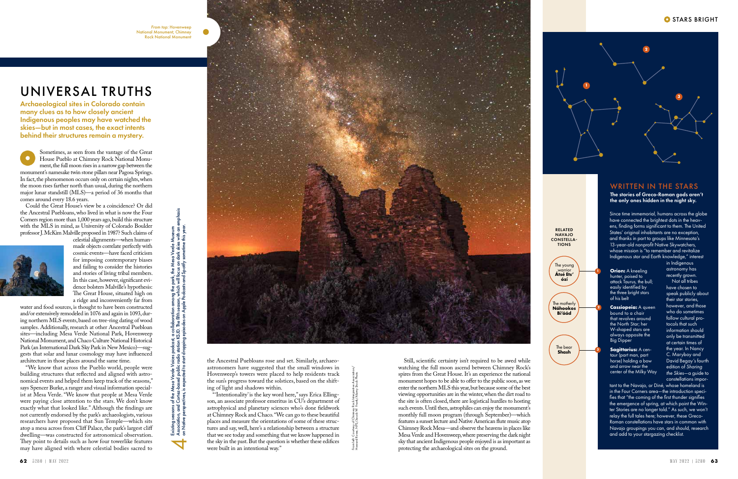From top: Hovenweep National Monument; Chimney Rock National Monument

# UNIVERSAL TRUTHS

**Archaeological sites in Colorado contain many clues as to how closely ancient Indigenous peoples may have watched the skies—but in most cases, the exact intents behind their structures remain a mystery.**

Sometimes, as seen from the vantage of the Great House Pueblo at Chimney Rock National Monument, the full moon rises in a narrow gap between the monument's namesake twin stone pillars near Pagosa Springs. In fact, the phenomenon occurs only on certain nights, when the moon rises farther north than usual, during the northern major lunar standstill (MLS)—a period of 36 months that comes around every 18.6 years.

Could the Great House's view be a coincidence? Or did the Ancestral Puebloans, who lived in what is now the Four Corners region more than 1,000 years ago, build this structure with the MLS in mind, as University of Colorado Boulder professor J. McKim Malville proposed in 1987? Such claims of celestial alignments—when human-made objects correlate perfectly with cosmic events—have faced criticism for imposing contemporary biases and failing to consider the histories and stories of living tribal members. In this case, however, significant evidence bolsters Malville's hypothesis: The Great House, situated high on a ridge and inconveniently far from water and food sources, is thought to have been constructed and/or extensively remodeled in 1076 and again in 1093, during northern MLS events, based on tree-ring dating of wood samples. Additionally, research at other Ancestral Puebloan sites—including Mesa Verde National Park, Hovenweep National Monument, and Chaco Culture National Historical Park (an International Dark Sky Park in New Mexico)—suggests that solar and lunar cosmology may have influenced architecture in those places around the same time.

"We know that across the Pueblo world, people were building structures that reflected and aligned with astronomical events and helped them keep track of the seasons," says Spencer Burke, a ranger and visual information specialist at Mesa Verde. "We know that people at Mesa Verde were paying close attention to the stars. We don't know exactly what that looked like." Although the findings are not currently endorsed by the park's archaeologists, various researchers have proposed that Sun Temple—which sits atop a mesa across from Cliff Palace, the park's largest cliff dwelling—was constructed for astronomical observation. They point to details such as how four towerlike features may have aligned with where celestial bodies sacred to the Ancestral Puebloans rose and set. Similarly, archaeoastronomers have suggested that the small windows in Hovenweep's towers were placed to help residents track the sun's progress toward the solstices, based on the shifting of light and shadows within.

"'Intentionality' is the key word here," says Erica Ellingson, an associate professor emeritus in CU's department of astrophysical and planetary sciences who's done fieldwork at Chimney Rock and Chaco. "We can go to these beautiful places and measure the orientations of some of these structures and say, well, here's a relationship between a structure that we see today and something that we know happened in the sky in the past. But the question is whether these edifices were built in an intentional way."

Still, scientific certainty isn't required to be awed while watching the full moon ascend between Chimney Rock's spires from the Great House. It's an experience the national monument hopes to be able to offer to the public soon, as we enter the northern MLS this year, but because some of the best viewing opportunities are in the winter, when the dirt road to the site is often closed, there are logistical hurdles to hosting such events. Until then, astrophiles can enjoy the monument's monthly full moon program (through September)—which features a sunset lecture and Native American flute music atop Chimney Rock Mesa—and observe the heavens in places like Mesa Verde and Hovenweep, where preserving the dark night sky that ancient Indigenous people enjoyed is as important as protecting the archaeological sites on the ground.

Existing seasons of the Mesa Verde Voices podcast, a collaboration among the park, the Mesa Verde Museum Association, and Cortez-based public radio station KSJD. The fifth season, which will focus on dark skies with an emphasis on Native perspectives, is expected to start dropping episodes on Apple Podcasts and Spotify sometime this year.

From left: Courtesy of Chimney Rock Interpretive Association; Howard Rosen, NPS; Jacob W. Frank/Alamy Stock Photo

## WRITTEN IN THE STARS

**The stories of Greco-Roman gods aren't the only ones hidden in the night sky.**

Since time immemorial, humans across the globe have connected the brightest dots in the heavens, finding forms significant to them. The United States' original inhabitants are no exception, and thanks in part to groups like Minnesota's 13-year-old nonprofit Native Skywatchers, whose mission is "to remember and revitalize Indigenous star and Earth knowledge," interest in Indigenous astronomy has recently grown.

Not all tribes have chosen to speak publicly about their star stories, however, and those who do sometimes follow cultural protocols that such information should only be transmitted at certain times of the year. In Nancy C. Maryboy and David Begay's fourth edition of *Sharing the Skies*—a guide to constellations important to the Navajo, or Diné, whose homeland is in the Four Corners area—the introduction specifies that "the coming of the first thunder signifies the emergence of spring, at which point the Winter Stories are no longer told." As such, we won't relay the full tales here; however, these Greco-Roman constellations have stars in common with Navajo groupings you can, and should, research and add to your stargazing checklist.

**RELATED NAVAJO CONSTELLATIONS**

1. The young warrior **Átsé Ets'ózí** — **Orion:** A kneeling hunter, poised to attack Taurus, the bull; easily identified by the three bright stars of his belt
2. The motherly **Náhookos Bi'áád** — **Cassiopeia:** A queen bound to a chair that revolves around the North Star; her W-shaped stars are always opposite the Big Dipper
3. The bear **Shash** — **Sagittarius:** A centaur (part man, part horse) holding a bow and arrow near the center of the Milky Way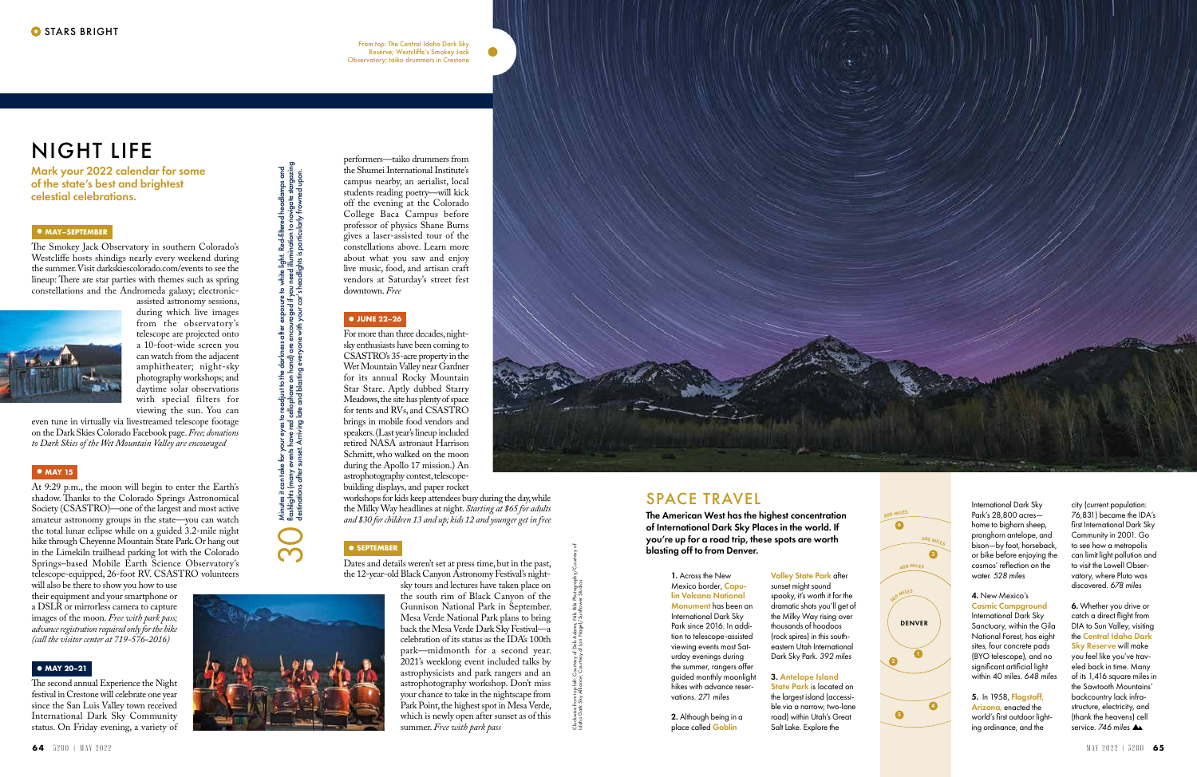# NIGHT LIFE

**Mark your 2022 calendar for some of the state's best and brightest celestial celebrations.**

**MAY–SEPTEMBER**

The Smokey Jack Observatory in southern Colorado's Westcliffe hosts shindigs nearly every weekend during the summer. Visit darkskiescolorado.com/events to see the lineup: There are star parties with themes such as spring constellations and the Andromeda galaxy; electronic-assisted astronomy sessions, during which live images from the observatory's telescope are projected onto a 10-foot-wide screen you can watch from the adjacent amphitheater; night-sky photography workshops; and daytime solar observations with special filters for viewing the sun. You can even tune in virtually via livestreamed telescope footage on the Dark Skies Colorado Facebook page. *Free; donations to Dark Skies of the Wet Mountain Valley are encouraged*

**MAY 15**

At 9:29 p.m., the moon will begin to enter the Earth's shadow. Thanks to the Colorado Springs Astronomical Society (CSASTRO)—one of the largest and most active amateur astronomy groups in the state—you can watch the total lunar eclipse while on a guided 3.2-mile night hike through Cheyenne Mountain State Park. Or hang out in the Limekiln trailhead parking lot with the Colorado Springs–based Mobile Earth Science Observatory's telescope-equipped, 26-foot RV. CSASTRO volunteers will also be there to show you how to use their equipment and your smartphone or a DSLR or mirrorless camera to capture images of the moon. *Free with park pass; advance registration required only for the bike (call the visitor center at 719-576-2016)*

**MAY 20–21**

The second annual Experience the Night festival in Crestone will celebrate one year since the San Luis Valley town received International Dark Sky Community status. On Friday evening, a variety of performers—taiko drummers from the Shumei International Institute's campus nearby, an aerialist, local students reading poetry—will kick off the evening at the Colorado College Baca Campus before professor of physics Shane Burns gives a laser-assisted tour of the constellations above. Learn more about what you saw and enjoy live music, food, and artisan craft vendors at Saturday's street fest downtown. *Free*

**JUNE 22–26**

For more than three decades, night-sky enthusiasts have been coming to CSASTRO's 35-acre property in the Wet Mountain Valley near Gardner for its annual Rocky Mountain Star Stare. Aptly dubbed Starry Meadows, the site has plenty of space for tents and RVs, and CSASTRO brings in mobile food vendors and speakers. (Last year's lineup included retired NASA astronaut Harrison Schmitt, who walked on the moon during the Apollo 17 mission.) An astrophotography contest, telescope-building displays, and paper rocket workshops for kids keep attendees busy during the day, while the Milky Way headlines at night. *Starting at $65 for adults and $30 for children 13 and up; kids 12 and younger get in free*

**SEPTEMBER**

Dates and details weren't set at press time, but in the past, the 12-year-old Black Canyon Astronomy Festival's night-sky tours and lectures have taken place on the south rim of Black Canyon of the Gunnison National Park in September. Mesa Verde National Park plans to bring back the Mesa Verde Dark Sky Festival—a celebration of its status as the IDA's 100th park—midmonth for a second year. 2021's weeklong event included talks by astrophysicists and park rangers and an astrophotography workshop. Don't miss your chance to take in the nightscape from Park Point, the highest spot in Mesa Verde, which is newly open after sunset as of this summer. *Free with park pass*

**30** Minutes it can take for your eyes to readjust to the darkness after exposure to white light. Red-filtered headlamps and flashlights (many events have extras on hand) are encouraged if you need illumination to navigate stargazing destinations after sunset. Arriving late and blasting everyone with your car's headlights is particularly frowned upon.

From top: The Central Idaho Dark Sky Reserve; Westcliffe's Smokey Jack Observatory; taiko drummers in Crestone

Clockwise from top left: Courtesy of Deb Adams; Nik Ritz Photography/Courtesy of Idaho Dark Sky Alliance; Courtesy of Lori Nagel/Sunflower Studios

# SPACE TRAVEL

**The American West has the highest concentration of International Dark Sky Places in the world. If you're up for a road trip, these spots are worth blasting off to from Denver.**

**1.** Across the New Mexico border, **Capulin Volcano National Monument** has been an International Dark Sky Park since 2016. In addition to telescope-assisted viewing events most Saturday evenings during the summer, rangers offer guided monthly moonlight hikes with advance reservations. *271 miles*

**2.** Although being in a place called **Goblin Valley State Park** after sunset might sound spooky, it's worth it for the dramatic shots you'll get of the Milky Way rising over thousands of hoodoos (rock spires) in this southeastern Utah International Dark Sky Park. *392 miles*

**3. Antelope Island State Park** is located on the largest island (accessible via a narrow, two-lane road) within Utah's Great Salt Lake. Explore the International Dark Sky Park's 28,800 acres—home to bighorn sheep, pronghorn antelope, and bison—by foot, horseback, or bike before enjoying the cosmos' reflection on the water. *528 miles*

**4.** New Mexico's **Cosmic Campground** International Dark Sky Sanctuary, within the Gila National Forest, has eight sites, four concrete pads (BYO telescope), and no significant artificial light within 40 miles. *648 miles*

**5.** In 1958, **Flagstaff, Arizona**, enacted the world's first outdoor lighting ordinance, and the city (current population: 76,831) became the IDA's first International Dark Sky Community in 2001. Go to see how a metropolis can limit light pollution and to visit the Lowell Observatory, where Pluto was discovered. *678 miles*

**6.** Whether you drive or catch a direct flight from DIA to Sun Valley, visiting the **Central Idaho Dark Sky Reserve** will make you feel like you've traveled back in time. Many of its 1,416 square miles in the Sawtooth Mountains' backcountry lack infrastructure, electricity, and (thank the heavens) cell service. *746 miles*

800 MILES
600 MILES
400 MILES
200 MILES
DENVER